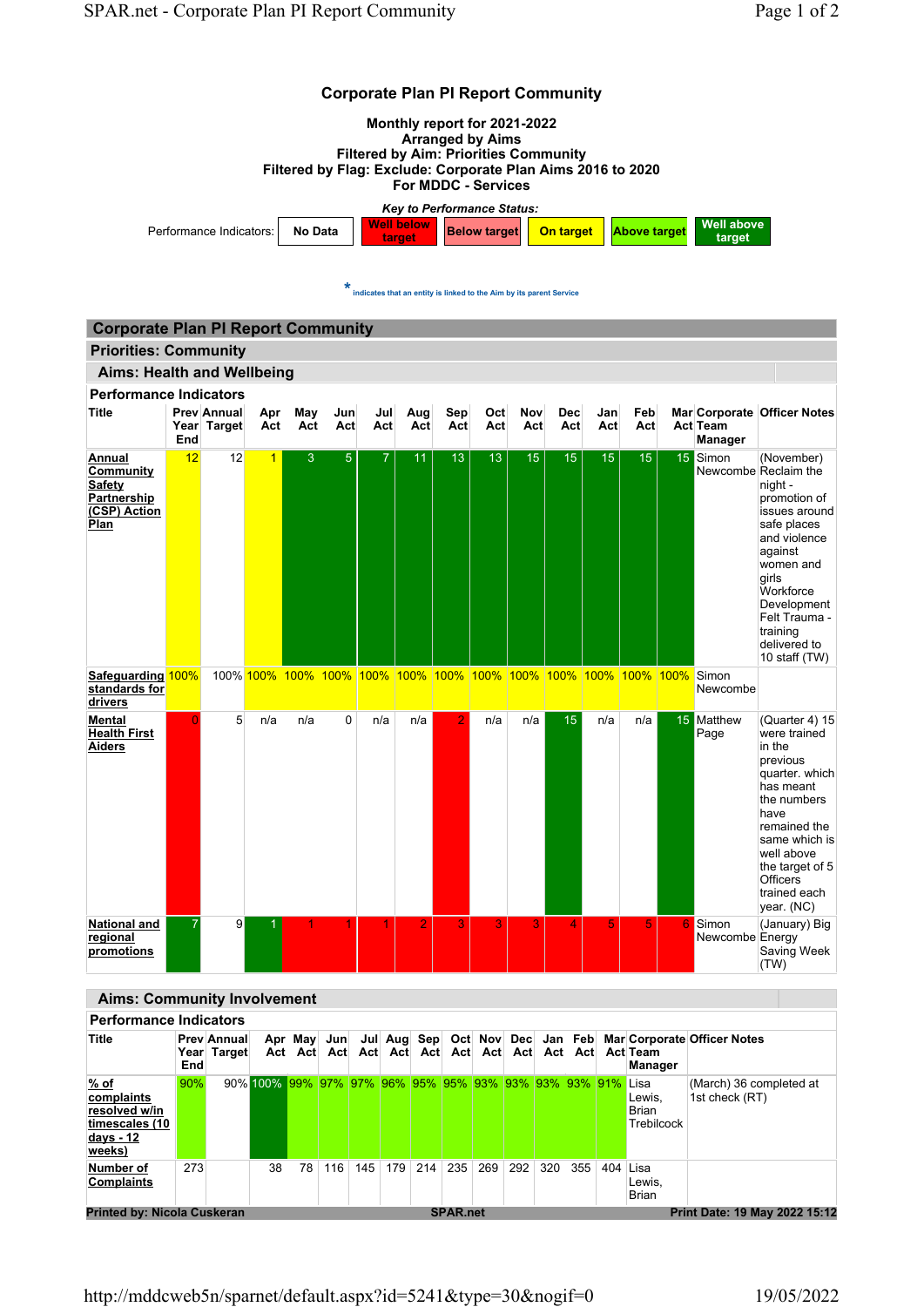## Corporate Plan PI Report Community

**Monthly report for 2021-2022**
**Arranged by Aims**
**Filtered by Aim: Priorities Community**
**Filtered by Flag: Exclude: Corporate Plan Aims 2016 to 2020**
**For MDDC - Services**

*Key to Performance Status:*

Performance Indicators: No Data | Well below target | Below target | On target | Above target | Well above target

* indicates that an entity is linked to the Aim by its parent Service

# Corporate Plan PI Report Community

## Priorities: Community

### Aims: Health and Wellbeing

#### Performance Indicators

| Title | Prev Year End | Annual Target | Apr Act | May Act | Jun Act | Jul Act | Aug Act | Sep Act | Oct Act | Nov Act | Dec Act | Jan Act | Feb Act | Mar Act | Corporate Team Manager | Officer Notes |
|---|---|---|---|---|---|---|---|---|---|---|---|---|---|---|---|---|
| Annual Community Safety Partnership (CSP) Action Plan | 12 | 12 | 1 | 3 | 5 | 7 | 11 | 13 | 13 | 15 | 15 | 15 | 15 | 15 | Simon Newcombe | (November) Reclaim the night - promotion of issues around safe places and violence against women and girls Workforce Development Felt Trauma - training delivered to 10 staff (TW) |
| Safeguarding standards for drivers | 100% | 100% | 100% | 100% | 100% | 100% | 100% | 100% | 100% | 100% | 100% | 100% | 100% | 100% | Simon Newcombe | |
| Mental Health First Aiders | 0 | 5 | n/a | n/a | 0 | n/a | n/a | 2 | n/a | n/a | 15 | n/a | n/a | 15 | Matthew Page | (Quarter 4) 15 were trained in the previous quarter. which has meant the numbers have remained the same which is well above the target of 5 Officers trained each year. (NC) |
| National and regional promotions | 7 | 9 | 1 | 1 | 1 | 1 | 2 | 3 | 3 | 3 | 4 | 5 | 5 | 6 | Simon Newcombe | (January) Big Energy Saving Week (TW) |

### Aims: Community Involvement

#### Performance Indicators

| Title | Prev Year End | Annual Target | Apr Act | May Act | Jun Act | Jul Act | Aug Act | Sep Act | Oct Act | Nov Act | Dec Act | Jan Act | Feb Act | Mar Act | Corporate Team Manager | Officer Notes |
|---|---|---|---|---|---|---|---|---|---|---|---|---|---|---|---|---|
| % of complaints resolved w/in timescales (10 days - 12 weeks) | 90% | 90% | 100% | 99% | 97% | 97% | 96% | 95% | 95% | 93% | 93% | 93% | 93% | 91% | Lisa Lewis, Brian Trebilcock | (March) 36 completed at 1st check (RT) |
| Number of Complaints | 273 | | 38 | 78 | 116 | 145 | 179 | 214 | 235 | 269 | 292 | 320 | 355 | 404 | Lisa Lewis, Brian | |

Printed by: Nicola Cuskeran | SPAR.net | Print Date: 19 May 2022 15:12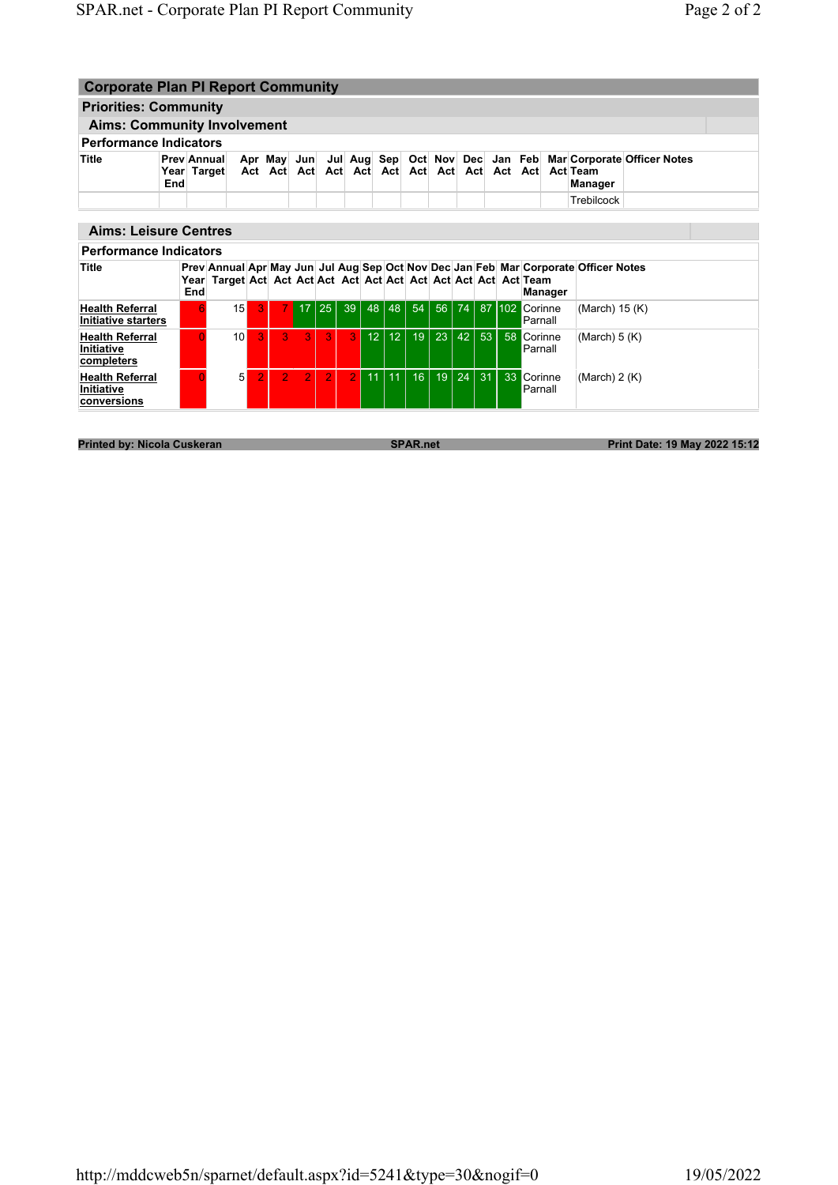## Corporate Plan PI Report Community

### Priorities: Community

#### Aims: Community Involvement

**Performance Indicators**

| Title | Prev Year End | Annual Target | Apr Act | May Act | Jun Act | Jul Act | Aug Act | Sep Act | Oct Act | Nov Act | Dec Act | Jan Act | Feb Act | Mar Act | Corporate Team Manager | Officer Notes |
|---|---|---|---|---|---|---|---|---|---|---|---|---|---|---|---|---|
| | | | | | | | | | | | | | | | Trebilcock | |

#### Aims: Leisure Centres

**Performance Indicators**

| Title | Prev Year End | Annual Target | Apr Act | May Act | Jun Act | Jul Act | Aug Act | Sep Act | Oct Act | Nov Act | Dec Act | Jan Act | Feb Act | Mar Act | Corporate Team Manager | Officer Notes |
|---|---|---|---|---|---|---|---|---|---|---|---|---|---|---|---|---|
| Health Referral Initiative starters | 6 | 15 | 3 | 7 | 17 | 25 | 39 | 48 | 48 | 54 | 56 | 74 | 87 | 102 | Corinne Parnall | (March) 15 (K) |
| Health Referral Initiative completers | 0 | 10 | 3 | 3 | 3 | 3 | 3 | 12 | 12 | 19 | 23 | 42 | 53 | 58 | Corinne Parnall | (March) 5 (K) |
| Health Referral Initiative conversions | 0 | 5 | 2 | 2 | 2 | 2 | 2 | 11 | 11 | 16 | 19 | 24 | 31 | 33 | Corinne Parnall | (March) 2 (K) |

**Printed by: Nicola Cuskeran** | **SPAR.net** | **Print Date: 19 May 2022 15:12**